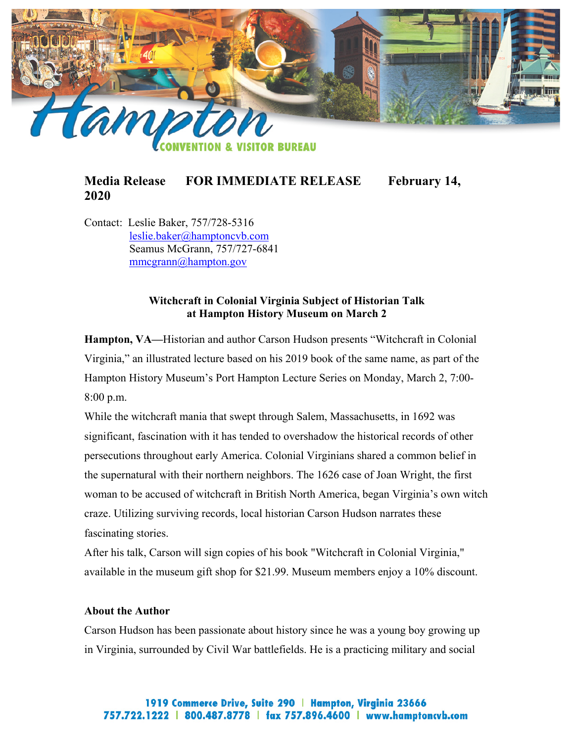Hampton

CONVENTION & VISITOR BUREAU

**Media Release FOR IMMEDIATE RELEASE February 14, 2020**

Contact: Leslie Baker, 757/728-5316
leslie.baker@hamptoncvb.com
Seamus McGrann, 757/727-6841
mmcgrann@hampton.gov

**Witchcraft in Colonial Virginia Subject of Historian Talk at Hampton History Museum on March 2**

**Hampton, VA—**Historian and author Carson Hudson presents "Witchcraft in Colonial Virginia," an illustrated lecture based on his 2019 book of the same name, as part of the Hampton History Museum's Port Hampton Lecture Series on Monday, March 2, 7:00-8:00 p.m.

While the witchcraft mania that swept through Salem, Massachusetts, in 1692 was significant, fascination with it has tended to overshadow the historical records of other persecutions throughout early America. Colonial Virginians shared a common belief in the supernatural with their northern neighbors. The 1626 case of Joan Wright, the first woman to be accused of witchcraft in British North America, began Virginia's own witch craze. Utilizing surviving records, local historian Carson Hudson narrates these fascinating stories.

After his talk, Carson will sign copies of his book "Witchcraft in Colonial Virginia," available in the museum gift shop for $21.99. Museum members enjoy a 10% discount.

**About the Author**

Carson Hudson has been passionate about history since he was a young boy growing up in Virginia, surrounded by Civil War battlefields. He is a practicing military and social

1919 Commerce Drive, Suite 290 | Hampton, Virginia 23666
757.722.1222 | 800.487.8778 | fax 757.896.4600 | www.hamptoncvb.com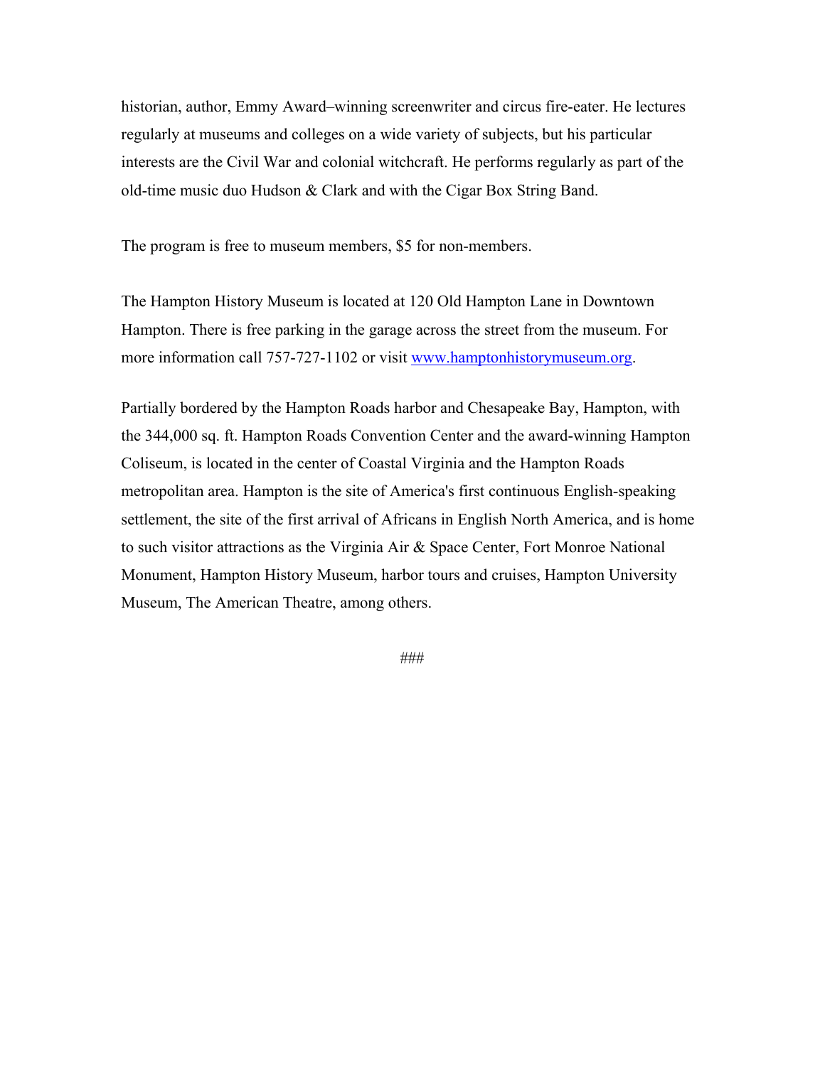historian, author, Emmy Award–winning screenwriter and circus fire-eater. He lectures regularly at museums and colleges on a wide variety of subjects, but his particular interests are the Civil War and colonial witchcraft. He performs regularly as part of the old-time music duo Hudson & Clark and with the Cigar Box String Band.

The program is free to museum members, $5 for non-members.

The Hampton History Museum is located at 120 Old Hampton Lane in Downtown Hampton. There is free parking in the garage across the street from the museum. For more information call 757-727-1102 or visit [www.hamptonhistorymuseum.org](http://www.hamptonhistorymuseum.org).

Partially bordered by the Hampton Roads harbor and Chesapeake Bay, Hampton, with the 344,000 sq. ft. Hampton Roads Convention Center and the award-winning Hampton Coliseum, is located in the center of Coastal Virginia and the Hampton Roads metropolitan area. Hampton is the site of America's first continuous English-speaking settlement, the site of the first arrival of Africans in English North America, and is home to such visitor attractions as the Virginia Air & Space Center, Fort Monroe National Monument, Hampton History Museum, harbor tours and cruises, Hampton University Museum, The American Theatre, among others.

###